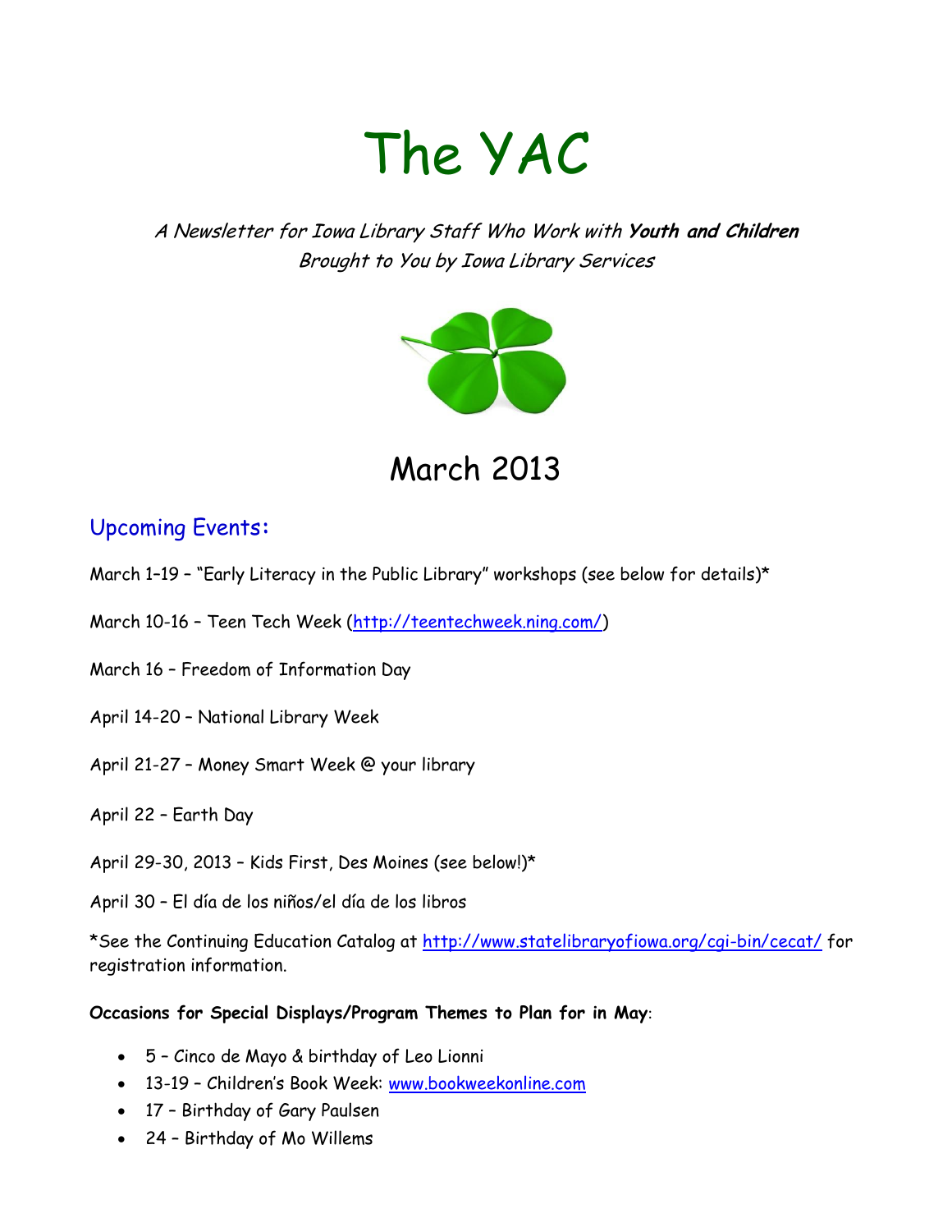# The YAC

*A Newsletter for Iowa Library Staff Who Work with* ***Youth and Children***
*Brought to You by Iowa Library Services*

## March 2013

### Upcoming Events:

March 1–19 – "Early Literacy in the Public Library" workshops (see below for details)*

March 10-16 – Teen Tech Week (http://teentechweek.ning.com/)

March 16 – Freedom of Information Day

April 14-20 – National Library Week

April 21-27 – Money Smart Week @ your library

April 22 – Earth Day

April 29-30, 2013 – Kids First, Des Moines (see below!)*

April 30 – El día de los niños/el día de los libros

*See the Continuing Education Catalog at http://www.statelibraryofiowa.org/cgi-bin/cecat/ for registration information.

**Occasions for Special Displays/Program Themes to Plan for in May**:

- 5 – Cinco de Mayo & birthday of Leo Lionni
- 13-19 – Children's Book Week: www.bookweekonline.com
- 17 – Birthday of Gary Paulsen
- 24 – Birthday of Mo Willems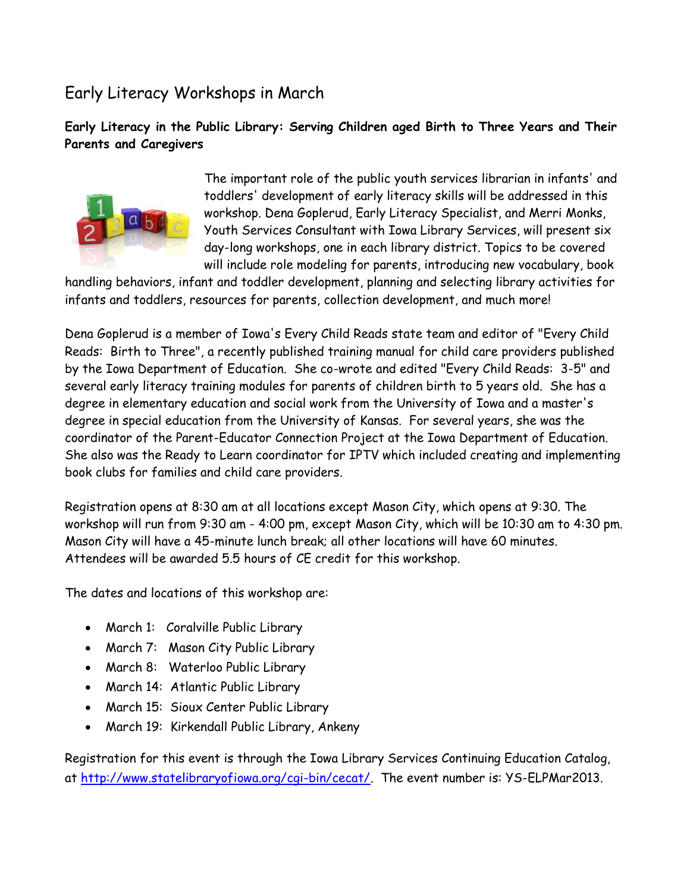## Early Literacy Workshops in March

**Early Literacy in the Public Library: Serving Children aged Birth to Three Years and Their Parents and Caregivers**

The important role of the public youth services librarian in infants' and toddlers' development of early literacy skills will be addressed in this workshop. Dena Goplerud, Early Literacy Specialist, and Merri Monks, Youth Services Consultant with Iowa Library Services, will present six day-long workshops, one in each library district. Topics to be covered will include role modeling for parents, introducing new vocabulary, book handling behaviors, infant and toddler development, planning and selecting library activities for infants and toddlers, resources for parents, collection development, and much more!

Dena Goplerud is a member of Iowa's Every Child Reads state team and editor of "Every Child Reads: Birth to Three", a recently published training manual for child care providers published by the Iowa Department of Education. She co-wrote and edited "Every Child Reads: 3-5" and several early literacy training modules for parents of children birth to 5 years old. She has a degree in elementary education and social work from the University of Iowa and a master's degree in special education from the University of Kansas. For several years, she was the coordinator of the Parent-Educator Connection Project at the Iowa Department of Education. She also was the Ready to Learn coordinator for IPTV which included creating and implementing book clubs for families and child care providers.

Registration opens at 8:30 am at all locations except Mason City, which opens at 9:30. The workshop will run from 9:30 am - 4:00 pm, except Mason City, which will be 10:30 am to 4:30 pm. Mason City will have a 45-minute lunch break; all other locations will have 60 minutes. Attendees will be awarded 5.5 hours of CE credit for this workshop.

The dates and locations of this workshop are:

- March 1: Coralville Public Library
- March 7: Mason City Public Library
- March 8: Waterloo Public Library
- March 14: Atlantic Public Library
- March 15: Sioux Center Public Library
- March 19: Kirkendall Public Library, Ankeny

Registration for this event is through the Iowa Library Services Continuing Education Catalog, at http://www.statelibraryofiowa.org/cgi-bin/cecat/. The event number is: YS-ELPMar2013.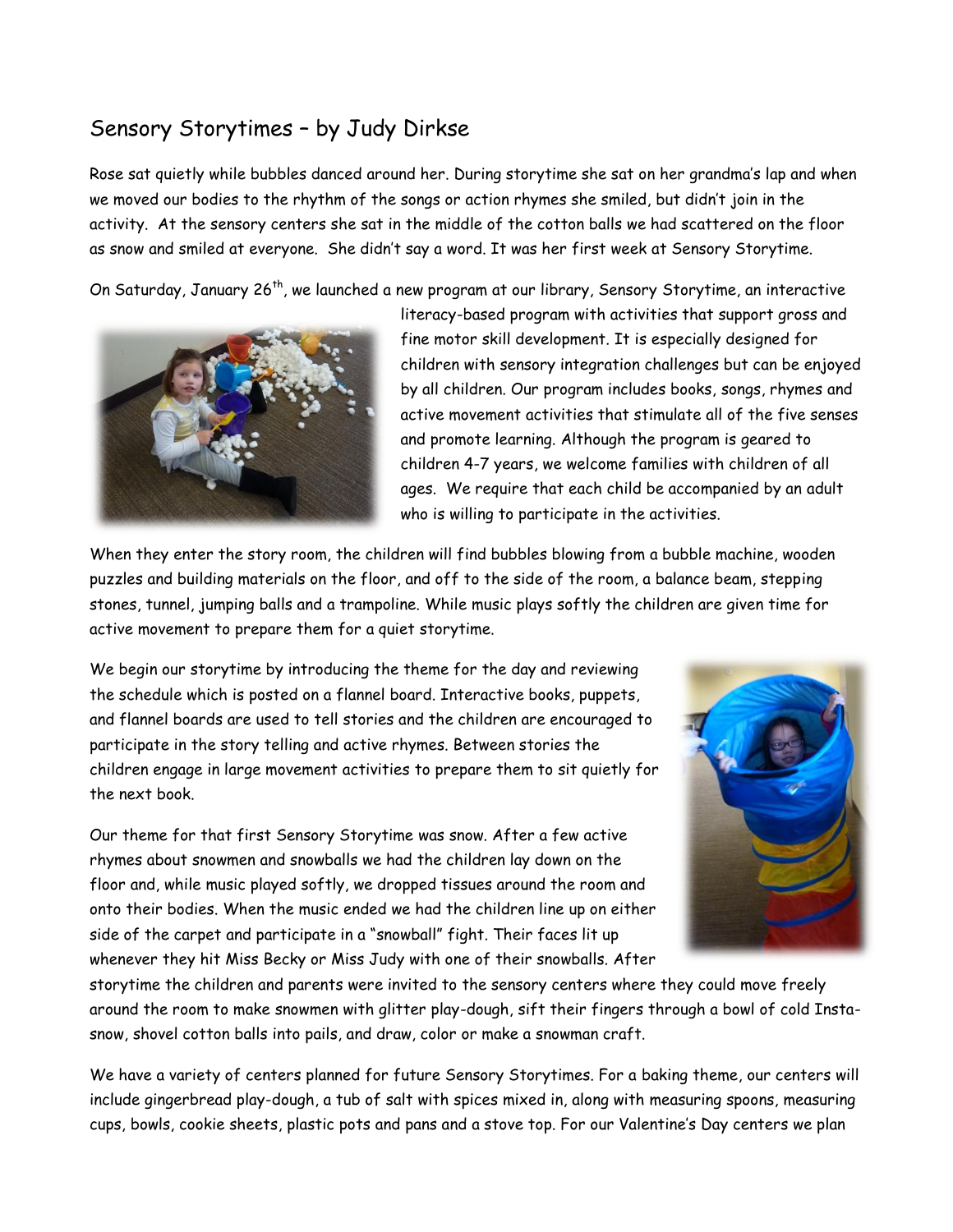## Sensory Storytimes – by Judy Dirkse

Rose sat quietly while bubbles danced around her. During storytime she sat on her grandma's lap and when we moved our bodies to the rhythm of the songs or action rhymes she smiled, but didn't join in the activity. At the sensory centers she sat in the middle of the cotton balls we had scattered on the floor as snow and smiled at everyone. She didn't say a word. It was her first week at Sensory Storytime.

On Saturday, January 26th, we launched a new program at our library, Sensory Storytime, an interactive literacy-based program with activities that support gross and fine motor skill development. It is especially designed for children with sensory integration challenges but can be enjoyed by all children. Our program includes books, songs, rhymes and active movement activities that stimulate all of the five senses and promote learning. Although the program is geared to children 4-7 years, we welcome families with children of all ages. We require that each child be accompanied by an adult who is willing to participate in the activities.

When they enter the story room, the children will find bubbles blowing from a bubble machine, wooden puzzles and building materials on the floor, and off to the side of the room, a balance beam, stepping stones, tunnel, jumping balls and a trampoline. While music plays softly the children are given time for active movement to prepare them for a quiet storytime.

We begin our storytime by introducing the theme for the day and reviewing the schedule which is posted on a flannel board. Interactive books, puppets, and flannel boards are used to tell stories and the children are encouraged to participate in the story telling and active rhymes. Between stories the children engage in large movement activities to prepare them to sit quietly for the next book.

Our theme for that first Sensory Storytime was snow. After a few active rhymes about snowmen and snowballs we had the children lay down on the floor and, while music played softly, we dropped tissues around the room and onto their bodies. When the music ended we had the children line up on either side of the carpet and participate in a "snowball" fight. Their faces lit up whenever they hit Miss Becky or Miss Judy with one of their snowballs. After storytime the children and parents were invited to the sensory centers where they could move freely around the room to make snowmen with glitter play-dough, sift their fingers through a bowl of cold Insta-snow, shovel cotton balls into pails, and draw, color or make a snowman craft.

We have a variety of centers planned for future Sensory Storytimes. For a baking theme, our centers will include gingerbread play-dough, a tub of salt with spices mixed in, along with measuring spoons, measuring cups, bowls, cookie sheets, plastic pots and pans and a stove top. For our Valentine's Day centers we plan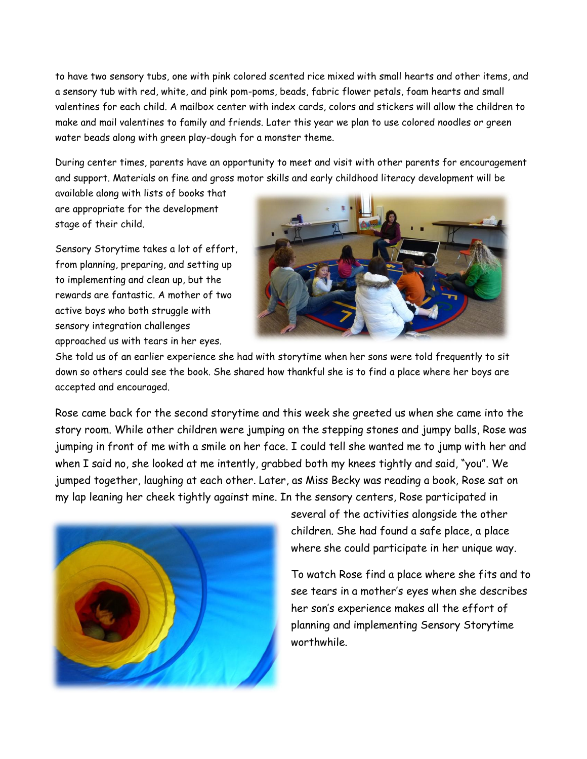to have two sensory tubs, one with pink colored scented rice mixed with small hearts and other items, and a sensory tub with red, white, and pink pom-poms, beads, fabric flower petals, foam hearts and small valentines for each child. A mailbox center with index cards, colors and stickers will allow the children to make and mail valentines to family and friends. Later this year we plan to use colored noodles or green water beads along with green play-dough for a monster theme.

During center times, parents have an opportunity to meet and visit with other parents for encouragement and support. Materials on fine and gross motor skills and early childhood literacy development will be available along with lists of books that are appropriate for the development stage of their child.

Sensory Storytime takes a lot of effort, from planning, preparing, and setting up to implementing and clean up, but the rewards are fantastic. A mother of two active boys who both struggle with sensory integration challenges approached us with tears in her eyes. She told us of an earlier experience she had with storytime when her sons were told frequently to sit down so others could see the book. She shared how thankful she is to find a place where her boys are accepted and encouraged.

Rose came back for the second storytime and this week she greeted us when she came into the story room. While other children were jumping on the stepping stones and jumpy balls, Rose was jumping in front of me with a smile on her face. I could tell she wanted me to jump with her and when I said no, she looked at me intently, grabbed both my knees tightly and said, "you". We jumped together, laughing at each other. Later, as Miss Becky was reading a book, Rose sat on my lap leaning her cheek tightly against mine. In the sensory centers, Rose participated in several of the activities alongside the other children. She had found a safe place, a place where she could participate in her unique way.

To watch Rose find a place where she fits and to see tears in a mother's eyes when she describes her son's experience makes all the effort of planning and implementing Sensory Storytime worthwhile.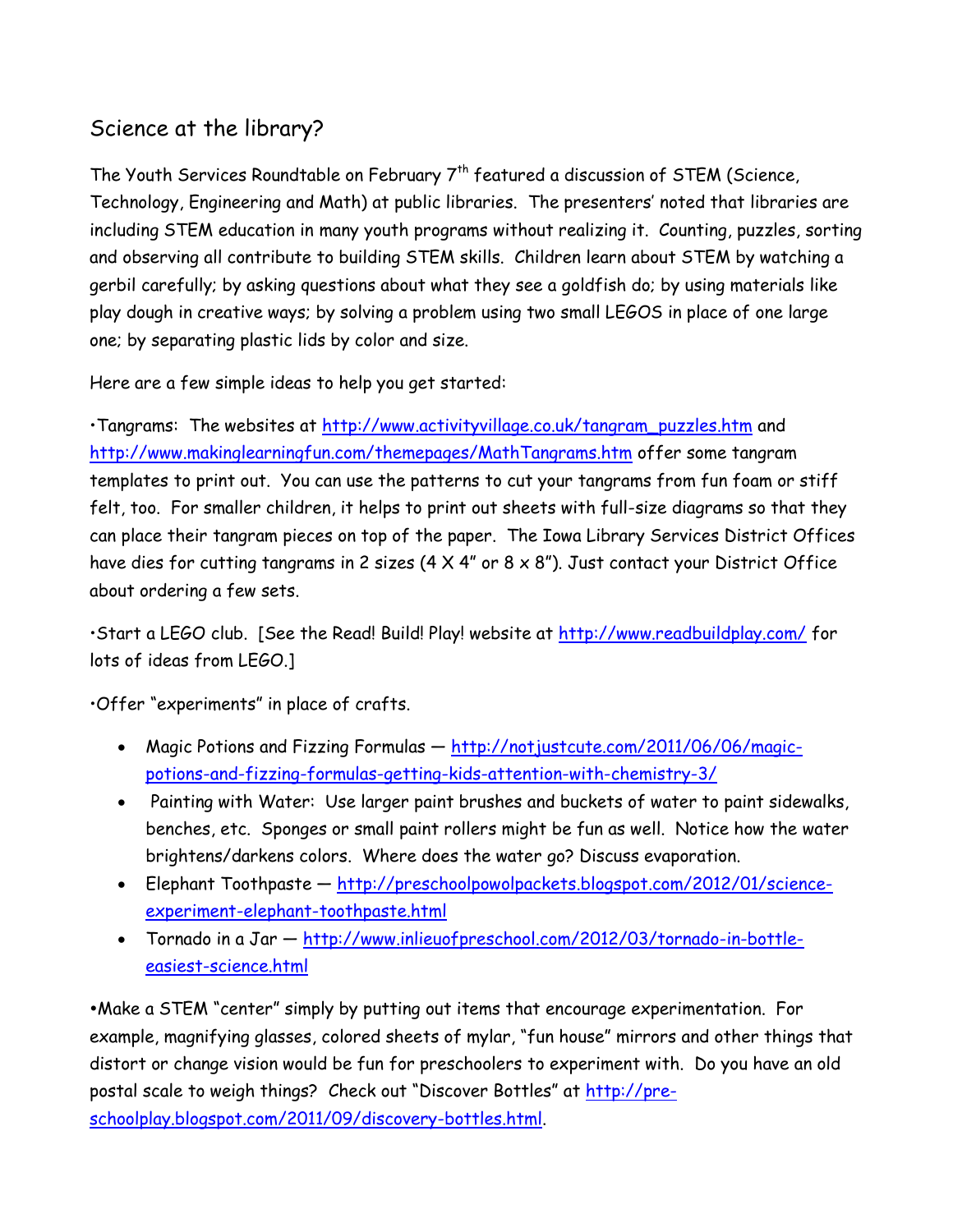## Science at the library?

The Youth Services Roundtable on February 7th featured a discussion of STEM (Science, Technology, Engineering and Math) at public libraries. The presenters' noted that libraries are including STEM education in many youth programs without realizing it. Counting, puzzles, sorting and observing all contribute to building STEM skills. Children learn about STEM by watching a gerbil carefully; by asking questions about what they see a goldfish do; by using materials like play dough in creative ways; by solving a problem using two small LEGOS in place of one large one; by separating plastic lids by color and size.

Here are a few simple ideas to help you get started:

•Tangrams: The websites at http://www.activityvillage.co.uk/tangram_puzzles.htm and http://www.makinglearningfun.com/themepages/MathTangrams.htm offer some tangram templates to print out. You can use the patterns to cut your tangrams from fun foam or stiff felt, too. For smaller children, it helps to print out sheets with full-size diagrams so that they can place their tangram pieces on top of the paper. The Iowa Library Services District Offices have dies for cutting tangrams in 2 sizes (4 X 4" or 8 x 8"). Just contact your District Office about ordering a few sets.

•Start a LEGO club. [See the Read! Build! Play! website at http://www.readbuildplay.com/ for lots of ideas from LEGO.]

•Offer "experiments" in place of crafts.

- Magic Potions and Fizzing Formulas — http://notjustcute.com/2011/06/06/magic-potions-and-fizzing-formulas-getting-kids-attention-with-chemistry-3/
- Painting with Water: Use larger paint brushes and buckets of water to paint sidewalks, benches, etc. Sponges or small paint rollers might be fun as well. Notice how the water brightens/darkens colors. Where does the water go? Discuss evaporation.
- Elephant Toothpaste — http://preschoolpowolpackets.blogspot.com/2012/01/science-experiment-elephant-toothpaste.html
- Tornado in a Jar — http://www.inlieuofpreschool.com/2012/03/tornado-in-bottle-easiest-science.html

•Make a STEM "center" simply by putting out items that encourage experimentation. For example, magnifying glasses, colored sheets of mylar, "fun house" mirrors and other things that distort or change vision would be fun for preschoolers to experiment with. Do you have an old postal scale to weigh things? Check out "Discover Bottles" at http://pre-schoolplay.blogspot.com/2011/09/discovery-bottles.html.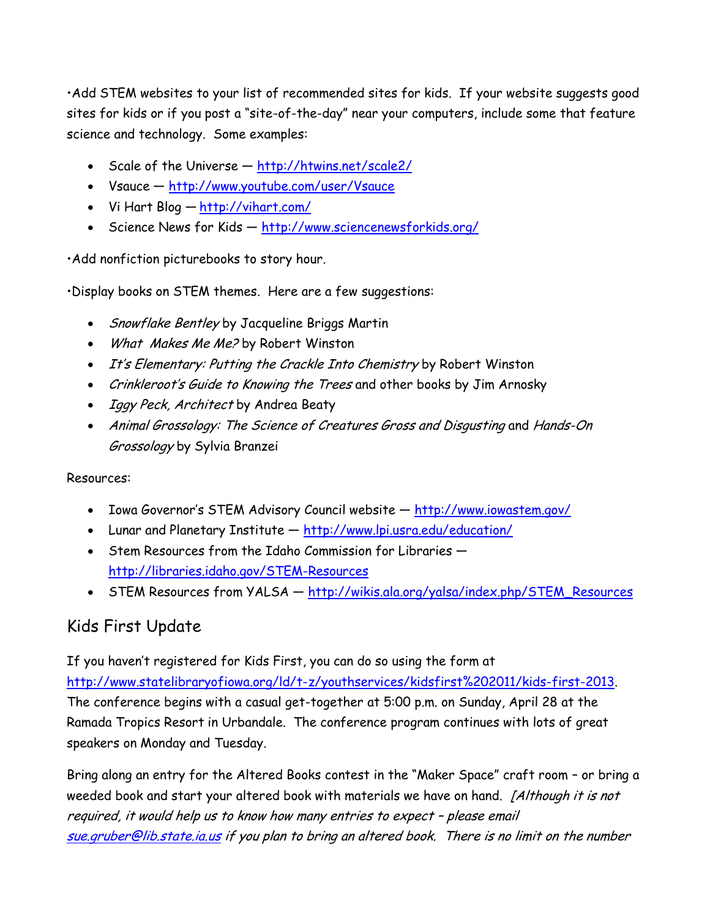•Add STEM websites to your list of recommended sites for kids. If your website suggests good sites for kids or if you post a "site-of-the-day" near your computers, include some that feature science and technology. Some examples:

- Scale of the Universe — http://htwins.net/scale2/
- Vsauce — http://www.youtube.com/user/Vsauce
- Vi Hart Blog — http://vihart.com/
- Science News for Kids — http://www.sciencenewsforkids.org/

•Add nonfiction picturebooks to story hour.

•Display books on STEM themes. Here are a few suggestions:

- *Snowflake Bentley* by Jacqueline Briggs Martin
- *What Makes Me Me?* by Robert Winston
- *It's Elementary: Putting the Crackle Into Chemistry* by Robert Winston
- *Crinkleroot's Guide to Knowing the Trees* and other books by Jim Arnosky
- *Iggy Peck, Architect* by Andrea Beaty
- *Animal Grossology: The Science of Creatures Gross and Disgusting* and *Hands-On Grossology* by Sylvia Branzei

Resources:

- Iowa Governor's STEM Advisory Council website — http://www.iowastem.gov/
- Lunar and Planetary Institute — http://www.lpi.usra.edu/education/
- Stem Resources from the Idaho Commission for Libraries — http://libraries.idaho.gov/STEM-Resources
- STEM Resources from YALSA — http://wikis.ala.org/yalsa/index.php/STEM_Resources

## Kids First Update

If you haven't registered for Kids First, you can do so using the form at http://www.statelibraryofiowa.org/ld/t-z/youthservices/kidsfirst%202011/kids-first-2013. The conference begins with a casual get-together at 5:00 p.m. on Sunday, April 28 at the Ramada Tropics Resort in Urbandale. The conference program continues with lots of great speakers on Monday and Tuesday.

Bring along an entry for the Altered Books contest in the "Maker Space" craft room – or bring a weeded book and start your altered book with materials we have on hand. *[Although it is not required, it would help us to know how many entries to expect – please email sue.gruber@lib.state.ia.us if you plan to bring an altered book. There is no limit on the number*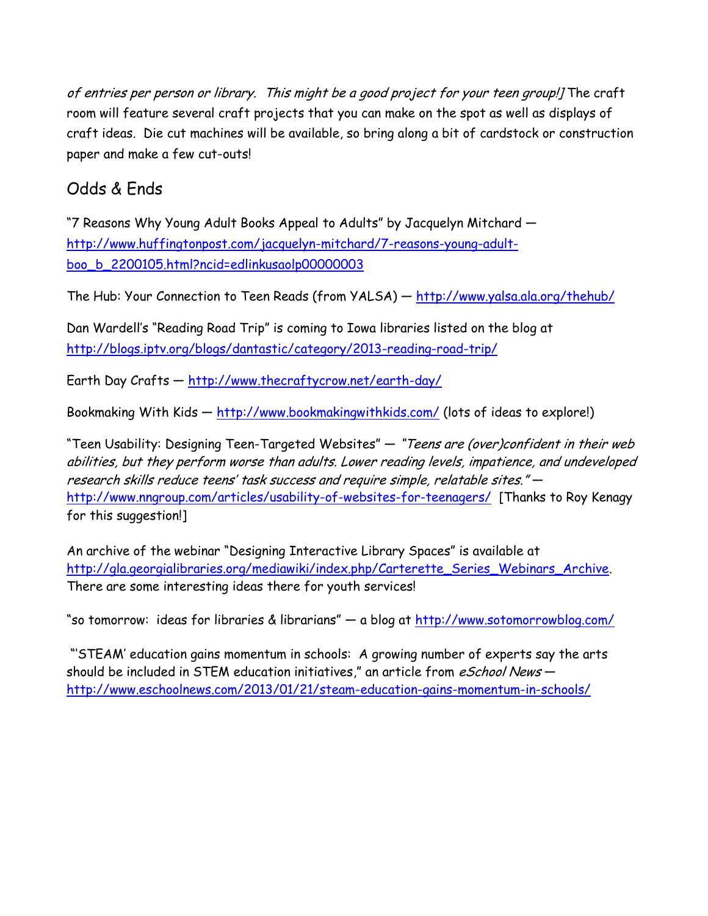*of entries per person or library. This might be a good project for your teen group!]* The craft room will feature several craft projects that you can make on the spot as well as displays of craft ideas. Die cut machines will be available, so bring along a bit of cardstock or construction paper and make a few cut-outs!

## Odds & Ends

"7 Reasons Why Young Adult Books Appeal to Adults" by Jacquelyn Mitchard — http://www.huffingtonpost.com/jacquelyn-mitchard/7-reasons-young-adult-boo_b_2200105.html?ncid=edlinkusaolp00000003

The Hub: Your Connection to Teen Reads (from YALSA) — http://www.yalsa.ala.org/thehub/

Dan Wardell's "Reading Road Trip" is coming to Iowa libraries listed on the blog at http://blogs.iptv.org/blogs/dantastic/category/2013-reading-road-trip/

Earth Day Crafts — http://www.thecraftycrow.net/earth-day/

Bookmaking With Kids — http://www.bookmakingwithkids.com/ (lots of ideas to explore!)

"Teen Usability: Designing Teen-Targeted Websites" — *"Teens are (over)confident in their web abilities, but they perform worse than adults. Lower reading levels, impatience, and undeveloped research skills reduce teens' task success and require simple, relatable sites."* — http://www.nngroup.com/articles/usability-of-websites-for-teenagers/ [Thanks to Roy Kenagy for this suggestion!]

An archive of the webinar "Designing Interactive Library Spaces" is available at http://gla.georgialibraries.org/mediawiki/index.php/Carterette_Series_Webinars_Archive. There are some interesting ideas there for youth services!

"so tomorrow: ideas for libraries & librarians" — a blog at http://www.sotomorrowblog.com/

"'STEAM' education gains momentum in schools: A growing number of experts say the arts should be included in STEM education initiatives," an article from *eSchool News* — http://www.eschoolnews.com/2013/01/21/steam-education-gains-momentum-in-schools/